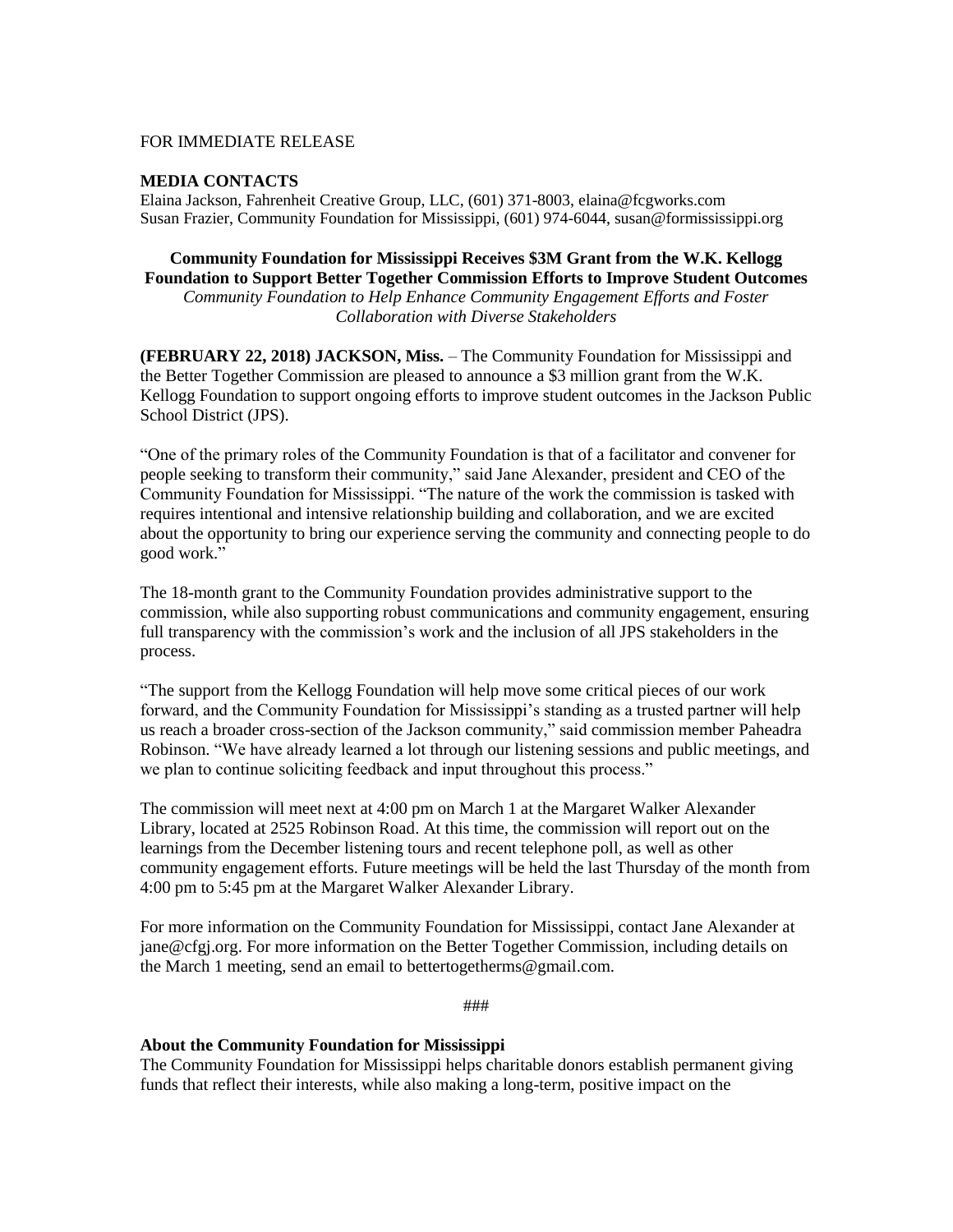FOR IMMEDIATE RELEASE

**MEDIA CONTACTS**

Elaina Jackson, Fahrenheit Creative Group, LLC, (601) 371-8003, elaina@fcgworks.com
Susan Frazier, Community Foundation for Mississippi, (601) 974-6044, susan@formississippi.org

**Community Foundation for Mississippi Receives $3M Grant from the W.K. Kellogg Foundation to Support Better Together Commission Efforts to Improve Student Outcomes**

*Community Foundation to Help Enhance Community Engagement Efforts and Foster Collaboration with Diverse Stakeholders*

**(FEBRUARY 22, 2018) JACKSON, Miss.** – The Community Foundation for Mississippi and the Better Together Commission are pleased to announce a $3 million grant from the W.K. Kellogg Foundation to support ongoing efforts to improve student outcomes in the Jackson Public School District (JPS).

"One of the primary roles of the Community Foundation is that of a facilitator and convener for people seeking to transform their community," said Jane Alexander, president and CEO of the Community Foundation for Mississippi. "The nature of the work the commission is tasked with requires intentional and intensive relationship building and collaboration, and we are excited about the opportunity to bring our experience serving the community and connecting people to do good work."

The 18-month grant to the Community Foundation provides administrative support to the commission, while also supporting robust communications and community engagement, ensuring full transparency with the commission's work and the inclusion of all JPS stakeholders in the process.

"The support from the Kellogg Foundation will help move some critical pieces of our work forward, and the Community Foundation for Mississippi's standing as a trusted partner will help us reach a broader cross-section of the Jackson community," said commission member Paheadra Robinson. "We have already learned a lot through our listening sessions and public meetings, and we plan to continue soliciting feedback and input throughout this process."

The commission will meet next at 4:00 pm on March 1 at the Margaret Walker Alexander Library, located at 2525 Robinson Road. At this time, the commission will report out on the learnings from the December listening tours and recent telephone poll, as well as other community engagement efforts. Future meetings will be held the last Thursday of the month from 4:00 pm to 5:45 pm at the Margaret Walker Alexander Library.

For more information on the Community Foundation for Mississippi, contact Jane Alexander at jane@cfgj.org. For more information on the Better Together Commission, including details on the March 1 meeting, send an email to bettertogetherms@gmail.com.

###

**About the Community Foundation for Mississippi**

The Community Foundation for Mississippi helps charitable donors establish permanent giving funds that reflect their interests, while also making a long-term, positive impact on the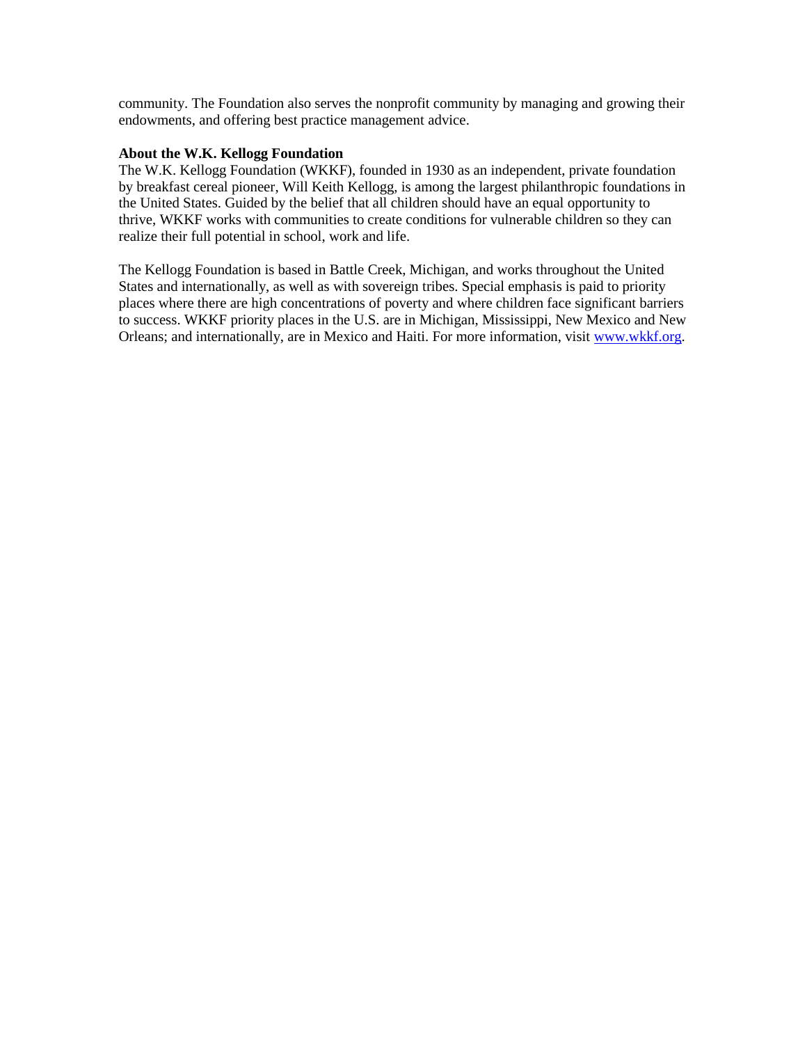community. The Foundation also serves the nonprofit community by managing and growing their endowments, and offering best practice management advice.

**About the W.K. Kellogg Foundation**

The W.K. Kellogg Foundation (WKKF), founded in 1930 as an independent, private foundation by breakfast cereal pioneer, Will Keith Kellogg, is among the largest philanthropic foundations in the United States. Guided by the belief that all children should have an equal opportunity to thrive, WKKF works with communities to create conditions for vulnerable children so they can realize their full potential in school, work and life.

The Kellogg Foundation is based in Battle Creek, Michigan, and works throughout the United States and internationally, as well as with sovereign tribes. Special emphasis is paid to priority places where there are high concentrations of poverty and where children face significant barriers to success. WKKF priority places in the U.S. are in Michigan, Mississippi, New Mexico and New Orleans; and internationally, are in Mexico and Haiti. For more information, visit [www.wkkf.org](http://www.wkkf.org).